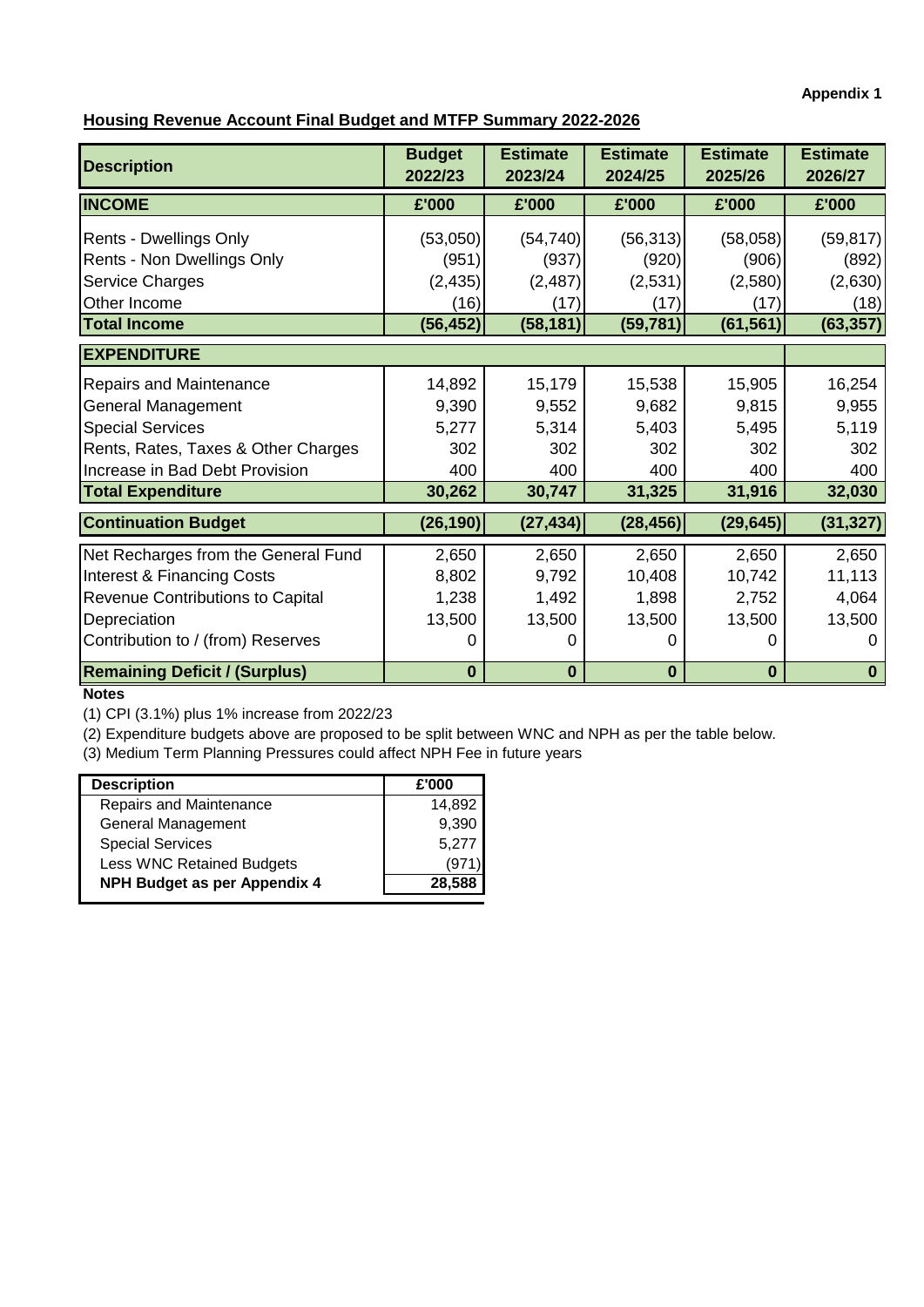**Appendix 1**

**Housing Revenue Account Final Budget and MTFP Summary 2022-2026**

| Description | Budget 2022/23 | Estimate 2023/24 | Estimate 2024/25 | Estimate 2025/26 | Estimate 2026/27 |
|---|---|---|---|---|---|
| **INCOME** | **£'000** | **£'000** | **£'000** | **£'000** | **£'000** |
| Rents - Dwellings Only | (53,050) | (54,740) | (56,313) | (58,058) | (59,817) |
| Rents - Non Dwellings Only | (951) | (937) | (920) | (906) | (892) |
| Service Charges | (2,435) | (2,487) | (2,531) | (2,580) | (2,630) |
| Other Income | (16) | (17) | (17) | (17) | (18) |
| **Total Income** | **(56,452)** | **(58,181)** | **(59,781)** | **(61,561)** | **(63,357)** |
| **EXPENDITURE** | | | | | |
| Repairs and Maintenance | 14,892 | 15,179 | 15,538 | 15,905 | 16,254 |
| General Management | 9,390 | 9,552 | 9,682 | 9,815 | 9,955 |
| Special Services | 5,277 | 5,314 | 5,403 | 5,495 | 5,119 |
| Rents, Rates, Taxes & Other Charges | 302 | 302 | 302 | 302 | 302 |
| Increase in Bad Debt Provision | 400 | 400 | 400 | 400 | 400 |
| **Total Expenditure** | **30,262** | **30,747** | **31,325** | **31,916** | **32,030** |
| **Continuation Budget** | **(26,190)** | **(27,434)** | **(28,456)** | **(29,645)** | **(31,327)** |
| Net Recharges from the General Fund | 2,650 | 2,650 | 2,650 | 2,650 | 2,650 |
| Interest & Financing Costs | 8,802 | 9,792 | 10,408 | 10,742 | 11,113 |
| Revenue Contributions to Capital | 1,238 | 1,492 | 1,898 | 2,752 | 4,064 |
| Depreciation | 13,500 | 13,500 | 13,500 | 13,500 | 13,500 |
| Contribution to / (from) Reserves | 0 | 0 | 0 | 0 | 0 |
| **Remaining Deficit / (Surplus)** | **0** | **0** | **0** | **0** | **0** |

**Notes**

(1) CPI (3.1%) plus 1% increase from 2022/23

(2) Expenditure budgets above are proposed to be split between WNC and NPH as per the table below.

(3) Medium Term Planning Pressures could affect NPH Fee in future years

| Description | £'000 |
|---|---|
| Repairs and Maintenance | 14,892 |
| General Management | 9,390 |
| Special Services | 5,277 |
| Less WNC Retained Budgets | (971) |
| **NPH Budget as per Appendix 4** | **28,588** |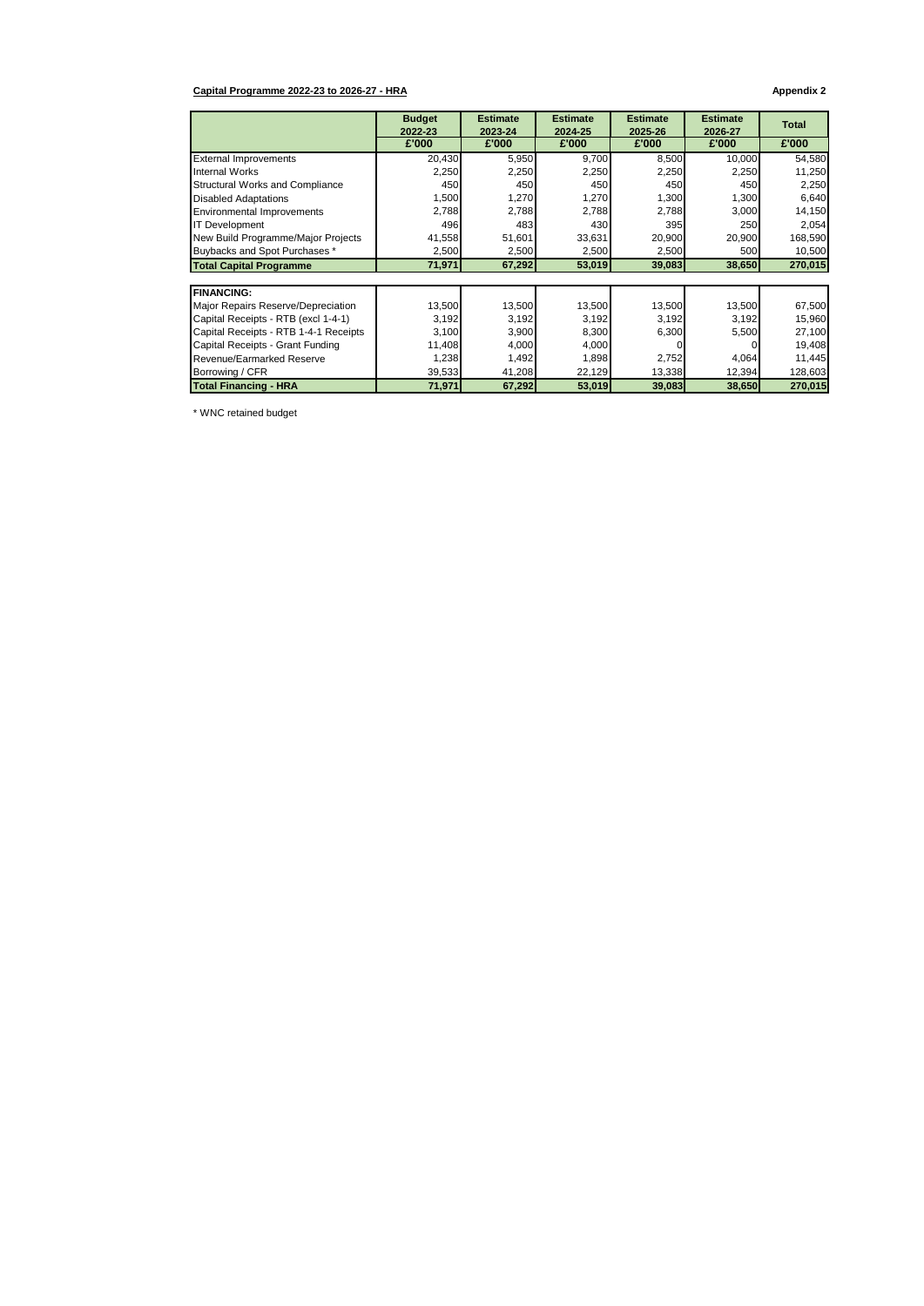**Capital Programme 2022-23 to 2026-27 - HRA**

**Appendix 2**

| | Budget 2022-23 | Estimate 2023-24 | Estimate 2024-25 | Estimate 2025-26 | Estimate 2026-27 | Total |
|---|---|---|---|---|---|---|
| | £'000 | £'000 | £'000 | £'000 | £'000 | £'000 |
| External Improvements | 20,430 | 5,950 | 9,700 | 8,500 | 10,000 | 54,580 |
| Internal Works | 2,250 | 2,250 | 2,250 | 2,250 | 2,250 | 11,250 |
| Structural Works and Compliance | 450 | 450 | 450 | 450 | 450 | 2,250 |
| Disabled Adaptations | 1,500 | 1,270 | 1,270 | 1,300 | 1,300 | 6,640 |
| Environmental Improvements | 2,788 | 2,788 | 2,788 | 2,788 | 3,000 | 14,150 |
| IT Development | 496 | 483 | 430 | 395 | 250 | 2,054 |
| New Build Programme/Major Projects | 41,558 | 51,601 | 33,631 | 20,900 | 20,900 | 168,590 |
| Buybacks and Spot Purchases * | 2,500 | 2,500 | 2,500 | 2,500 | 500 | 10,500 |
| **Total Capital Programme** | **71,971** | **67,292** | **53,019** | **39,083** | **38,650** | **270,015** |
| | | | | | | |
| **FINANCING:** | | | | | | |
| Major Repairs Reserve/Depreciation | 13,500 | 13,500 | 13,500 | 13,500 | 13,500 | 67,500 |
| Capital Receipts - RTB (excl 1-4-1) | 3,192 | 3,192 | 3,192 | 3,192 | 3,192 | 15,960 |
| Capital Receipts - RTB 1-4-1 Receipts | 3,100 | 3,900 | 8,300 | 6,300 | 5,500 | 27,100 |
| Capital Receipts - Grant Funding | 11,408 | 4,000 | 4,000 | 0 | 0 | 19,408 |
| Revenue/Earmarked Reserve | 1,238 | 1,492 | 1,898 | 2,752 | 4,064 | 11,445 |
| Borrowing / CFR | 39,533 | 41,208 | 22,129 | 13,338 | 12,394 | 128,603 |
| **Total Financing - HRA** | **71,971** | **67,292** | **53,019** | **39,083** | **38,650** | **270,015** |

* WNC retained budget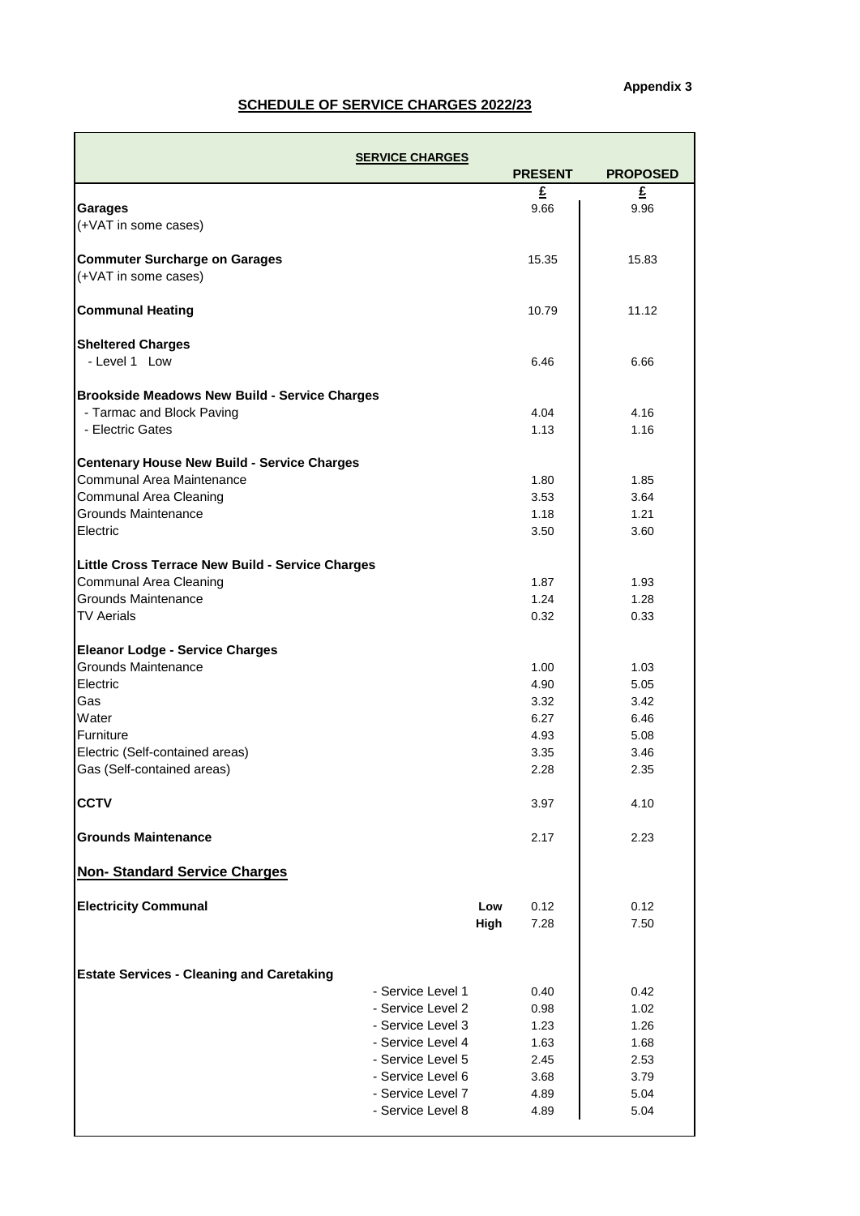**Appendix 3**

## SCHEDULE OF SERVICE CHARGES 2022/23

| SERVICE CHARGES | | PRESENT | PROPOSED |
|---|---|---|---|
| | | £ | £ |
| **Garages** | | 9.66 | 9.96 |
| (+VAT in some cases) | | | |
| **Commuter Surcharge on Garages** | | 15.35 | 15.83 |
| (+VAT in some cases) | | | |
| **Communal Heating** | | 10.79 | 11.12 |
| **Sheltered Charges** | | | |
| - Level 1 Low | | 6.46 | 6.66 |
| **Brookside Meadows New Build - Service Charges** | | | |
| - Tarmac and Block Paving | | 4.04 | 4.16 |
| - Electric Gates | | 1.13 | 1.16 |
| **Centenary House New Build - Service Charges** | | | |
| Communal Area Maintenance | | 1.80 | 1.85 |
| Communal Area Cleaning | | 3.53 | 3.64 |
| Grounds Maintenance | | 1.18 | 1.21 |
| Electric | | 3.50 | 3.60 |
| **Little Cross Terrace New Build - Service Charges** | | | |
| Communal Area Cleaning | | 1.87 | 1.93 |
| Grounds Maintenance | | 1.24 | 1.28 |
| TV Aerials | | 0.32 | 0.33 |
| **Eleanor Lodge - Service Charges** | | | |
| Grounds Maintenance | | 1.00 | 1.03 |
| Electric | | 4.90 | 5.05 |
| Gas | | 3.32 | 3.42 |
| Water | | 6.27 | 6.46 |
| Furniture | | 4.93 | 5.08 |
| Electric (Self-contained areas) | | 3.35 | 3.46 |
| Gas (Self-contained areas) | | 2.28 | 2.35 |
| **CCTV** | | 3.97 | 4.10 |
| **Grounds Maintenance** | | 2.17 | 2.23 |
| **Non- Standard Service Charges** | | | |
| **Electricity Communal** | **Low** | 0.12 | 0.12 |
| | **High** | 7.28 | 7.50 |
| **Estate Services - Cleaning and Caretaking** | | | |
| | - Service Level 1 | 0.40 | 0.42 |
| | - Service Level 2 | 0.98 | 1.02 |
| | - Service Level 3 | 1.23 | 1.26 |
| | - Service Level 4 | 1.63 | 1.68 |
| | - Service Level 5 | 2.45 | 2.53 |
| | - Service Level 6 | 3.68 | 3.79 |
| | - Service Level 7 | 4.89 | 5.04 |
| | - Service Level 8 | 4.89 | 5.04 |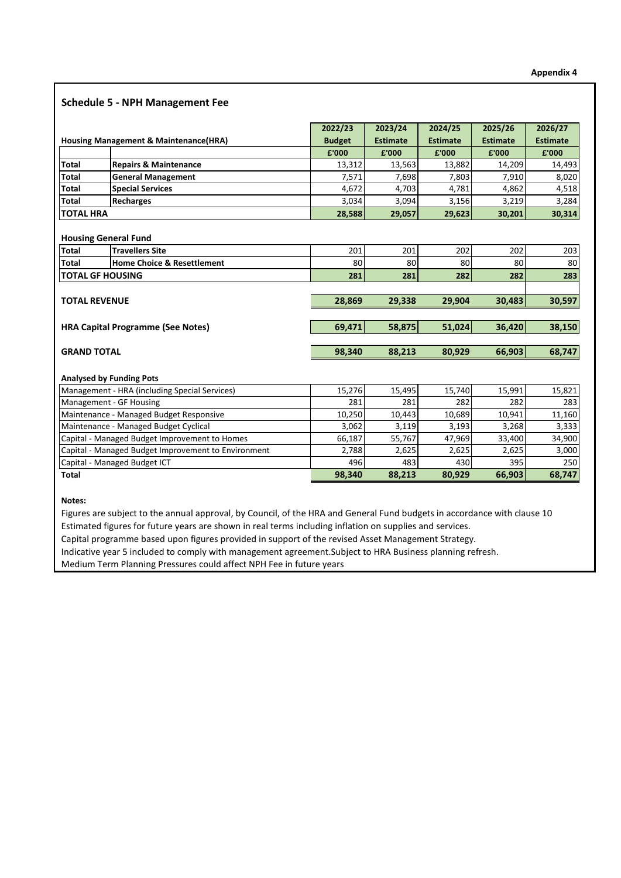Appendix 4

## Schedule 5 - NPH Management Fee

| Housing Management & Maintenance(HRA) | | 2022/23 Budget | 2023/24 Estimate | 2024/25 Estimate | 2025/26 Estimate | 2026/27 Estimate |
|---|---|---|---|---|---|---|
| | | £'000 | £'000 | £'000 | £'000 | £'000 |
| **Total** | **Repairs & Maintenance** | 13,312 | 13,563 | 13,882 | 14,209 | 14,493 |
| **Total** | **General Management** | 7,571 | 7,698 | 7,803 | 7,910 | 8,020 |
| **Total** | **Special Services** | 4,672 | 4,703 | 4,781 | 4,862 | 4,518 |
| **Total** | **Recharges** | 3,034 | 3,094 | 3,156 | 3,219 | 3,284 |
| **TOTAL HRA** | | **28,588** | **29,057** | **29,623** | **30,201** | **30,314** |
| **Housing General Fund** | | | | | | |
| **Total** | **Travellers Site** | 201 | 201 | 202 | 202 | 203 |
| **Total** | **Home Choice & Resettlement** | 80 | 80 | 80 | 80 | 80 |
| **TOTAL GF HOUSING** | | **281** | **281** | **282** | **282** | **283** |
| **TOTAL REVENUE** | | **28,869** | **29,338** | **29,904** | **30,483** | **30,597** |
| **HRA Capital Programme (See Notes)** | | **69,471** | **58,875** | **51,024** | **36,420** | **38,150** |
| **GRAND TOTAL** | | **98,340** | **88,213** | **80,929** | **66,903** | **68,747** |

**Analysed by Funding Pots**

| | 2022/23 | 2023/24 | 2024/25 | 2025/26 | 2026/27 |
|---|---|---|---|---|---|
| Management - HRA (including Special Services) | 15,276 | 15,495 | 15,740 | 15,991 | 15,821 |
| Management - GF Housing | 281 | 281 | 282 | 282 | 283 |
| Maintenance - Managed Budget Responsive | 10,250 | 10,443 | 10,689 | 10,941 | 11,160 |
| Maintenance - Managed Budget Cyclical | 3,062 | 3,119 | 3,193 | 3,268 | 3,333 |
| Capital - Managed Budget Improvement to Homes | 66,187 | 55,767 | 47,969 | 33,400 | 34,900 |
| Capital - Managed Budget Improvement to Environment | 2,788 | 2,625 | 2,625 | 2,625 | 3,000 |
| Capital - Managed Budget ICT | 496 | 483 | 430 | 395 | 250 |
| **Total** | **98,340** | **88,213** | **80,929** | **66,903** | **68,747** |

**Notes:**

Figures are subject to the annual approval, by Council, of the HRA and General Fund budgets in accordance with clause 10

Estimated figures for future years are shown in real terms including inflation on supplies and services.

Capital programme based upon figures provided in support of the revised Asset Management Strategy.

Indicative year 5 included to comply with management agreement.Subject to HRA Business planning refresh.

Medium Term Planning Pressures could affect NPH Fee in future years